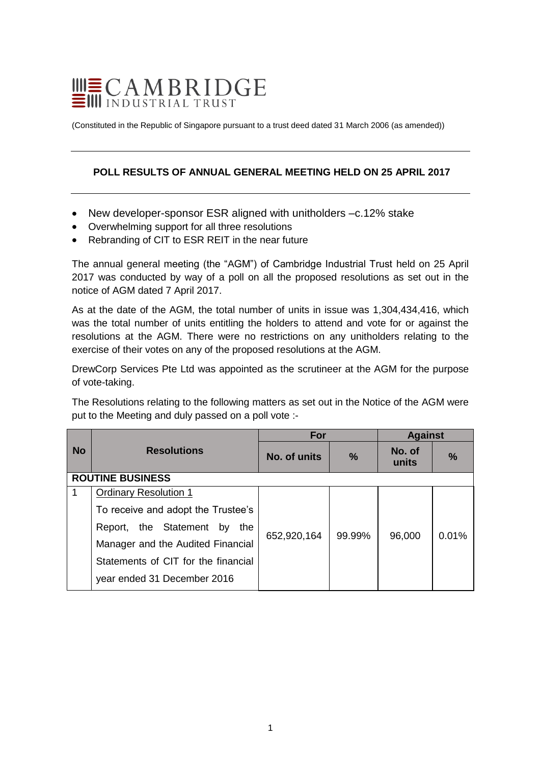# CAMBRIDGE INDUSTRIAL TRUST

(Constituted in the Republic of Singapore pursuant to a trust deed dated 31 March 2006 (as amended))

---

## POLL RESULTS OF ANNUAL GENERAL MEETING HELD ON 25 APRIL 2017

---

- New developer-sponsor ESR aligned with unitholders –c.12% stake
- Overwhelming support for all three resolutions
- Rebranding of CIT to ESR REIT in the near future

The annual general meeting (the "AGM") of Cambridge Industrial Trust held on 25 April 2017 was conducted by way of a poll on all the proposed resolutions as set out in the notice of AGM dated 7 April 2017.

As at the date of the AGM, the total number of units in issue was 1,304,434,416, which was the total number of units entitling the holders to attend and vote for or against the resolutions at the AGM. There were no restrictions on any unitholders relating to the exercise of their votes on any of the proposed resolutions at the AGM.

DrewCorp Services Pte Ltd was appointed as the scrutineer at the AGM for the purpose of vote-taking.

The Resolutions relating to the following matters as set out in the Notice of the AGM were put to the Meeting and duly passed on a poll vote :-

| No | Resolutions | For | | Against | |
|---|---|---|---|---|---|
| | | No. of units | % | No. of units | % |
| **ROUTINE BUSINESS** | | | | | |
| 1 | Ordinary Resolution 1<br>To receive and adopt the Trustee's Report, the Statement by the Manager and the Audited Financial Statements of CIT for the financial year ended 31 December 2016 | 652,920,164 | 99.99% | 96,000 | 0.01% |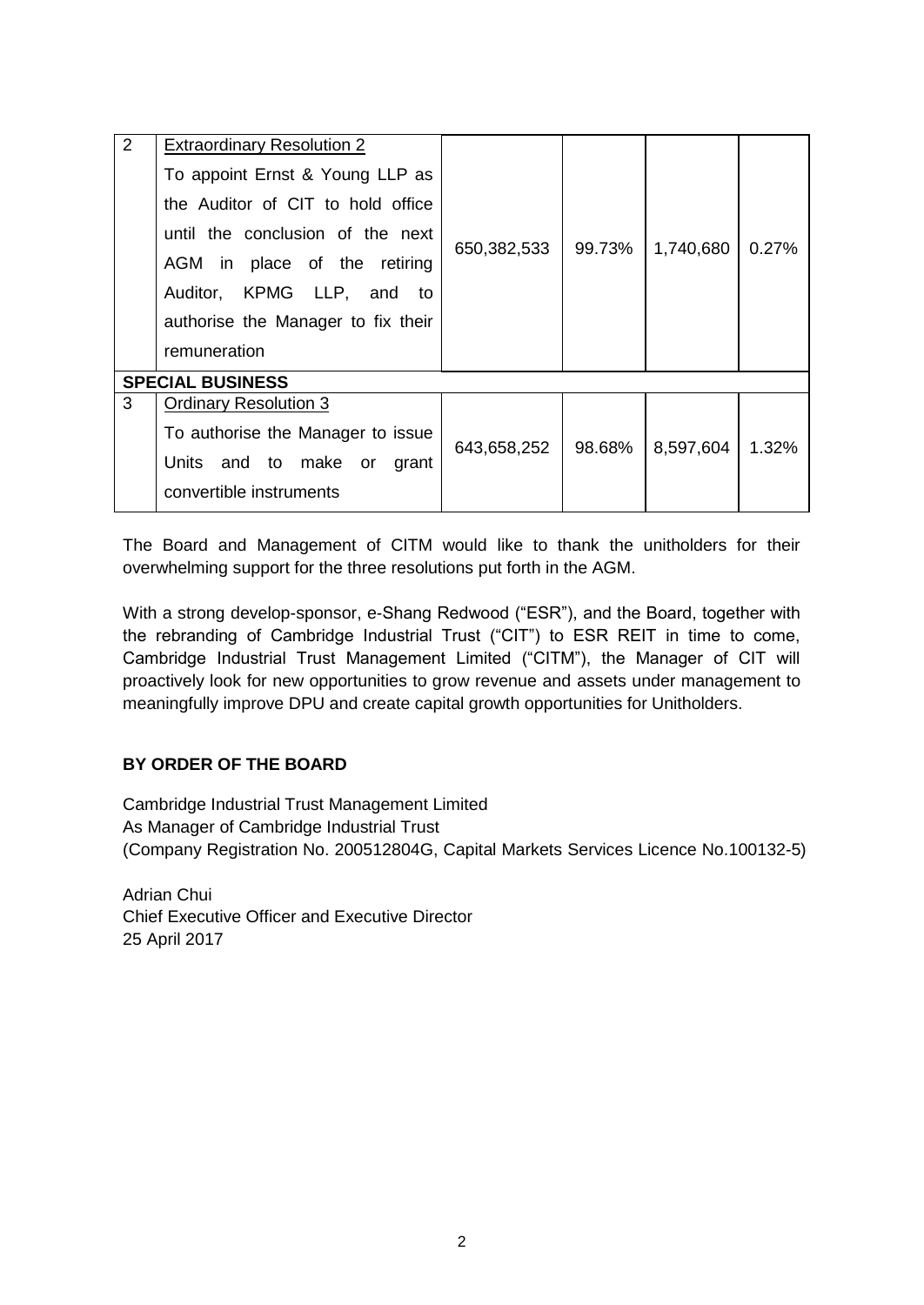| 2 | <u>Extraordinary Resolution 2</u> To appoint Ernst & Young LLP as the Auditor of CIT to hold office until the conclusion of the next AGM in place of the retiring Auditor, KPMG LLP, and to authorise the Manager to fix their remuneration | 650,382,533 | 99.73% | 1,740,680 | 0.27% |
|---|---|---|---|---|---|
| **SPECIAL BUSINESS** | | | | | |
| 3 | <u>Ordinary Resolution 3</u> To authorise the Manager to issue Units and to make or grant convertible instruments | 643,658,252 | 98.68% | 8,597,604 | 1.32% |

The Board and Management of CITM would like to thank the unitholders for their overwhelming support for the three resolutions put forth in the AGM.

With a strong develop-sponsor, e-Shang Redwood ("ESR"), and the Board, together with the rebranding of Cambridge Industrial Trust ("CIT") to ESR REIT in time to come, Cambridge Industrial Trust Management Limited ("CITM"), the Manager of CIT will proactively look for new opportunities to grow revenue and assets under management to meaningfully improve DPU and create capital growth opportunities for Unitholders.

**BY ORDER OF THE BOARD**

Cambridge Industrial Trust Management Limited
As Manager of Cambridge Industrial Trust
(Company Registration No. 200512804G, Capital Markets Services Licence No.100132-5)

Adrian Chui
Chief Executive Officer and Executive Director
25 April 2017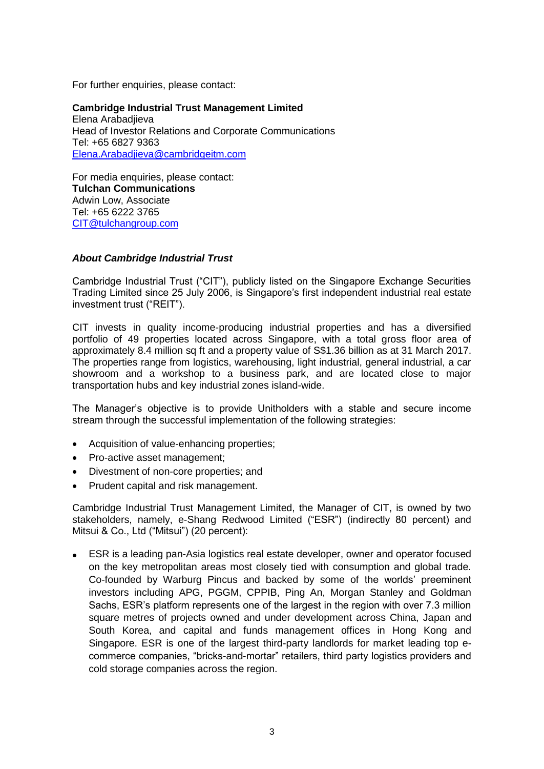For further enquiries, please contact:

**Cambridge Industrial Trust Management Limited**
Elena Arabadjieva
Head of Investor Relations and Corporate Communications
Tel: +65 6827 9363
Elena.Arabadjieva@cambridgeitm.com

For media enquiries, please contact:
**Tulchan Communications**
Adwin Low, Associate
Tel: +65 6222 3765
CIT@tulchangroup.com

***About Cambridge Industrial Trust***

Cambridge Industrial Trust ("CIT"), publicly listed on the Singapore Exchange Securities Trading Limited since 25 July 2006, is Singapore's first independent industrial real estate investment trust ("REIT").

CIT invests in quality income-producing industrial properties and has a diversified portfolio of 49 properties located across Singapore, with a total gross floor area of approximately 8.4 million sq ft and a property value of S$1.36 billion as at 31 March 2017. The properties range from logistics, warehousing, light industrial, general industrial, a car showroom and a workshop to a business park, and are located close to major transportation hubs and key industrial zones island-wide.

The Manager's objective is to provide Unitholders with a stable and secure income stream through the successful implementation of the following strategies:

- Acquisition of value-enhancing properties;
- Pro-active asset management;
- Divestment of non-core properties; and
- Prudent capital and risk management.

Cambridge Industrial Trust Management Limited, the Manager of CIT, is owned by two stakeholders, namely, e-Shang Redwood Limited ("ESR") (indirectly 80 percent) and Mitsui & Co., Ltd ("Mitsui") (20 percent):

- ESR is a leading pan-Asia logistics real estate developer, owner and operator focused on the key metropolitan areas most closely tied with consumption and global trade. Co-founded by Warburg Pincus and backed by some of the worlds' preeminent investors including APG, PGGM, CPPIB, Ping An, Morgan Stanley and Goldman Sachs, ESR's platform represents one of the largest in the region with over 7.3 million square metres of projects owned and under development across China, Japan and South Korea, and capital and funds management offices in Hong Kong and Singapore. ESR is one of the largest third-party landlords for market leading top e-commerce companies, "bricks-and-mortar" retailers, third party logistics providers and cold storage companies across the region.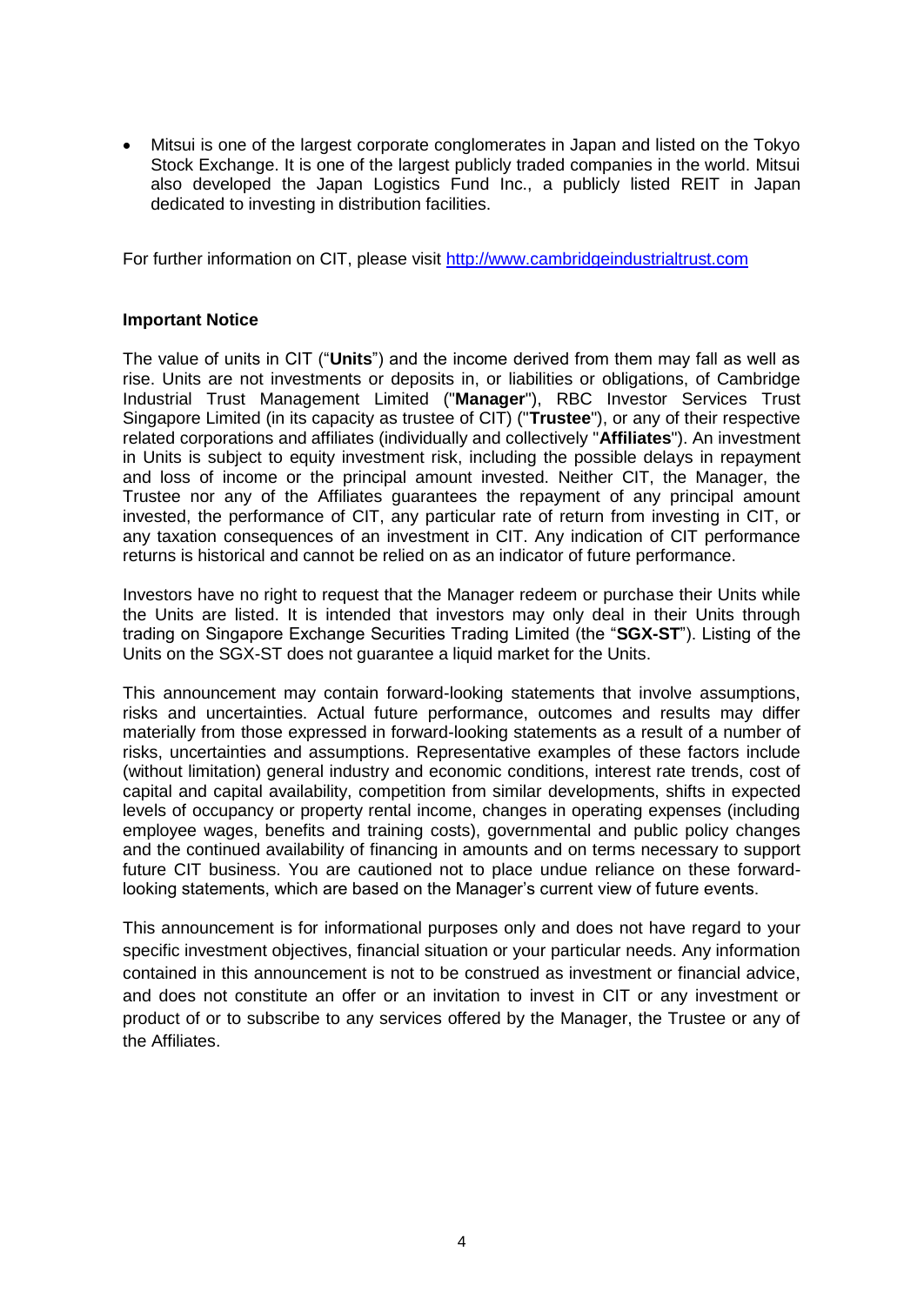- Mitsui is one of the largest corporate conglomerates in Japan and listed on the Tokyo Stock Exchange. It is one of the largest publicly traded companies in the world. Mitsui also developed the Japan Logistics Fund Inc., a publicly listed REIT in Japan dedicated to investing in distribution facilities.

For further information on CIT, please visit [http://www.cambridgeindustrialtrust.com](http://www.cambridgeindustrialtrust.com)

**Important Notice**

The value of units in CIT ("**Units**") and the income derived from them may fall as well as rise. Units are not investments or deposits in, or liabilities or obligations, of Cambridge Industrial Trust Management Limited ("**Manager**"), RBC Investor Services Trust Singapore Limited (in its capacity as trustee of CIT) ("**Trustee**"), or any of their respective related corporations and affiliates (individually and collectively "**Affiliates**"). An investment in Units is subject to equity investment risk, including the possible delays in repayment and loss of income or the principal amount invested. Neither CIT, the Manager, the Trustee nor any of the Affiliates guarantees the repayment of any principal amount invested, the performance of CIT, any particular rate of return from investing in CIT, or any taxation consequences of an investment in CIT. Any indication of CIT performance returns is historical and cannot be relied on as an indicator of future performance.

Investors have no right to request that the Manager redeem or purchase their Units while the Units are listed. It is intended that investors may only deal in their Units through trading on Singapore Exchange Securities Trading Limited (the "**SGX-ST**"). Listing of the Units on the SGX-ST does not guarantee a liquid market for the Units.

This announcement may contain forward-looking statements that involve assumptions, risks and uncertainties. Actual future performance, outcomes and results may differ materially from those expressed in forward-looking statements as a result of a number of risks, uncertainties and assumptions. Representative examples of these factors include (without limitation) general industry and economic conditions, interest rate trends, cost of capital and capital availability, competition from similar developments, shifts in expected levels of occupancy or property rental income, changes in operating expenses (including employee wages, benefits and training costs), governmental and public policy changes and the continued availability of financing in amounts and on terms necessary to support future CIT business. You are cautioned not to place undue reliance on these forward-looking statements, which are based on the Manager's current view of future events.

This announcement is for informational purposes only and does not have regard to your specific investment objectives, financial situation or your particular needs. Any information contained in this announcement is not to be construed as investment or financial advice, and does not constitute an offer or an invitation to invest in CIT or any investment or product of or to subscribe to any services offered by the Manager, the Trustee or any of the Affiliates.